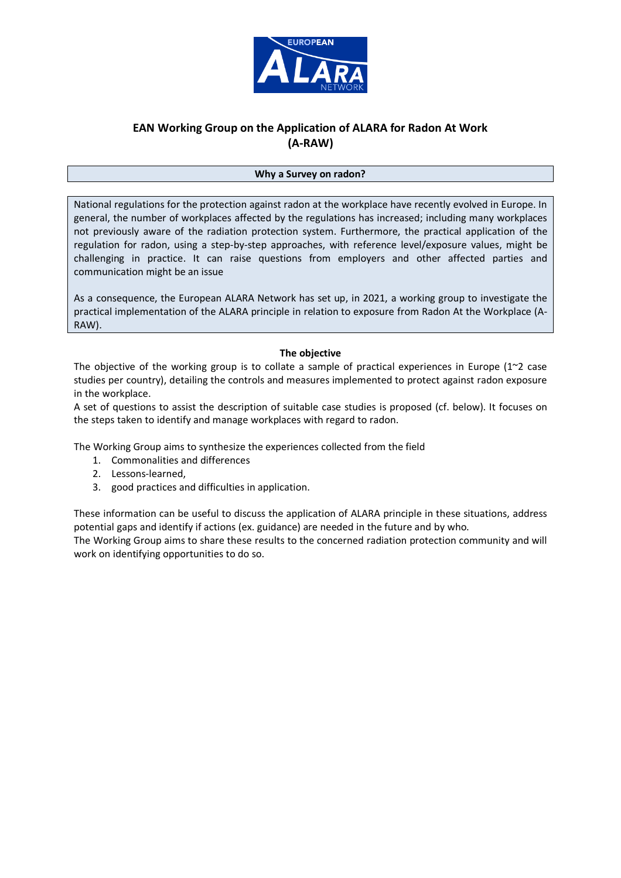# EAN Working Group on the Application of ALARA for Radon At Work (A-RAW)

## Why a Survey on radon?

National regulations for the protection against radon at the workplace have recently evolved in Europe. In general, the number of workplaces affected by the regulations has increased; including many workplaces not previously aware of the radiation protection system. Furthermore, the practical application of the regulation for radon, using a step-by-step approaches, with reference level/exposure values, might be challenging in practice. It can raise questions from employers and other affected parties and communication might be an issue

As a consequence, the European ALARA Network has set up, in 2021, a working group to investigate the practical implementation of the ALARA principle in relation to exposure from Radon At the Workplace (A-RAW).

## The objective

The objective of the working group is to collate a sample of practical experiences in Europe (1~2 case studies per country), detailing the controls and measures implemented to protect against radon exposure in the workplace.

A set of questions to assist the description of suitable case studies is proposed (cf. below). It focuses on the steps taken to identify and manage workplaces with regard to radon.

The Working Group aims to synthesize the experiences collected from the field

1. Commonalities and differences
2. Lessons-learned,
3. good practices and difficulties in application.

These information can be useful to discuss the application of ALARA principle in these situations, address potential gaps and identify if actions (ex. guidance) are needed in the future and by who.

The Working Group aims to share these results to the concerned radiation protection community and will work on identifying opportunities to do so.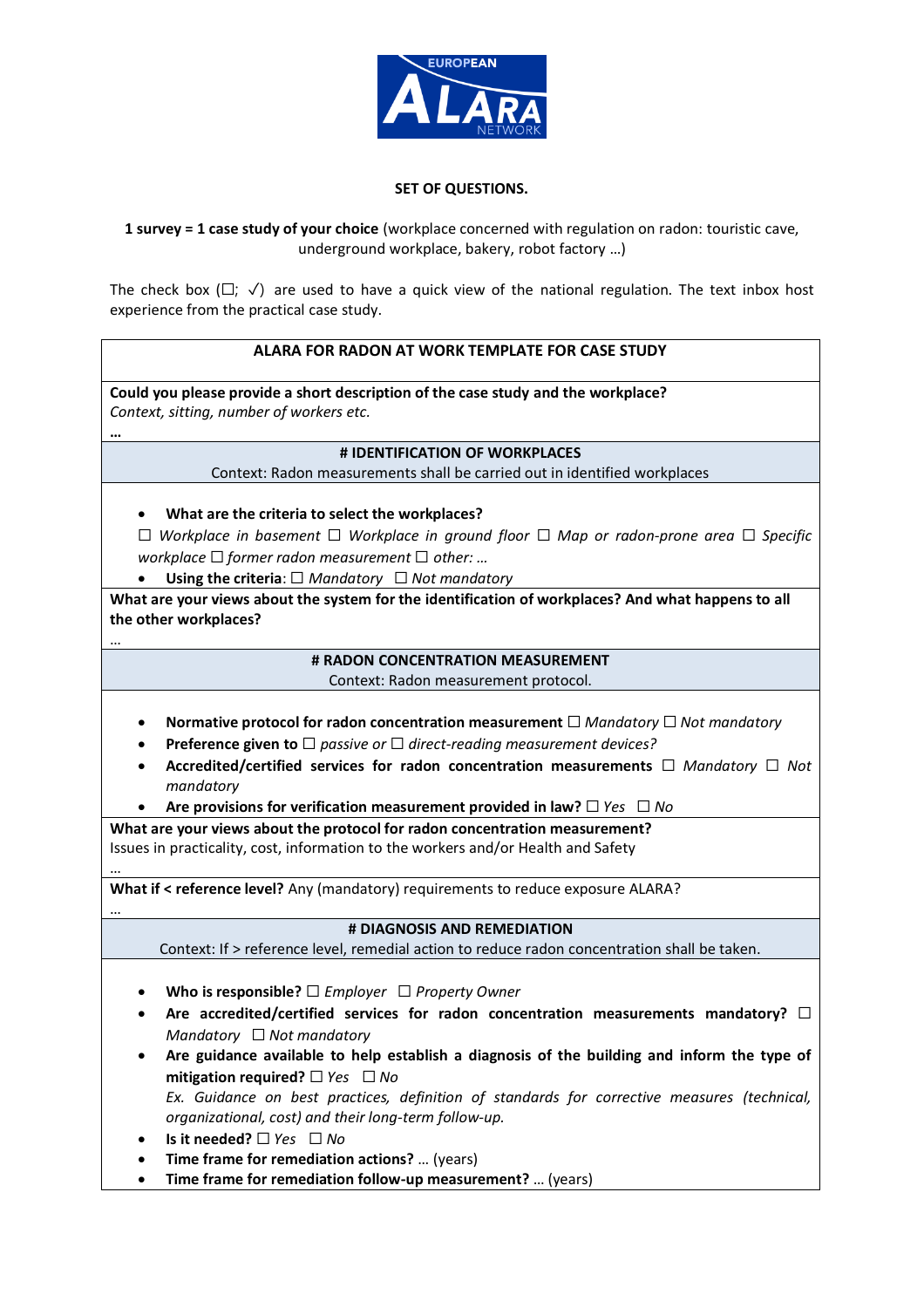EUROPEAN ALARA NETWORK

**SET OF QUESTIONS.**

**1 survey = 1 case study of your choice** (workplace concerned with regulation on radon: touristic cave, underground workplace, bakery, robot factory …)

The check box (☐; ✓) are used to have a quick view of the national regulation. The text inbox host experience from the practical case study.

**ALARA FOR RADON AT WORK TEMPLATE FOR CASE STUDY**

**Could you please provide a short description of the case study and the workplace?**
*Context, sitting, number of workers etc.*

**…**

## # IDENTIFICATION OF WORKPLACES

Context: Radon measurements shall be carried out in identified workplaces

- **What are the criteria to select the workplaces?**

☐ *Workplace in basement* ☐ *Workplace in ground floor* ☐ *Map or radon-prone area* ☐ *Specific workplace* ☐ *former radon measurement* ☐ *other: …*

- **Using the criteria**: ☐ *Mandatory* ☐ *Not mandatory*

**What are your views about the system for the identification of workplaces? And what happens to all the other workplaces?**

…

## # RADON CONCENTRATION MEASUREMENT

Context: Radon measurement protocol.

- **Normative protocol for radon concentration measurement** ☐ *Mandatory* ☐ *Not mandatory*
- **Preference given to** ☐ *passive or* ☐ *direct-reading measurement devices?*
- **Accredited/certified services for radon concentration measurements** ☐ *Mandatory* ☐ *Not mandatory*
- **Are provisions for verification measurement provided in law?** ☐ *Yes* ☐ *No*

**What are your views about the protocol for radon concentration measurement?**
Issues in practicality, cost, information to the workers and/or Health and Safety

…

**What if < reference level?** Any (mandatory) requirements to reduce exposure ALARA?

…

## # DIAGNOSIS AND REMEDIATION

Context: If > reference level, remedial action to reduce radon concentration shall be taken.

- **Who is responsible?** ☐ *Employer* ☐ *Property Owner*
- **Are accredited/certified services for radon concentration measurements mandatory?** ☐ *Mandatory* ☐ *Not mandatory*
- **Are guidance available to help establish a diagnosis of the building and inform the type of mitigation required?** ☐ *Yes* ☐ *No*
  *Ex. Guidance on best practices, definition of standards for corrective measures (technical, organizational, cost) and their long-term follow-up.*
- **Is it needed?** ☐ *Yes* ☐ *No*
- **Time frame for remediation actions?** … (years)
- **Time frame for remediation follow-up measurement?** … (years)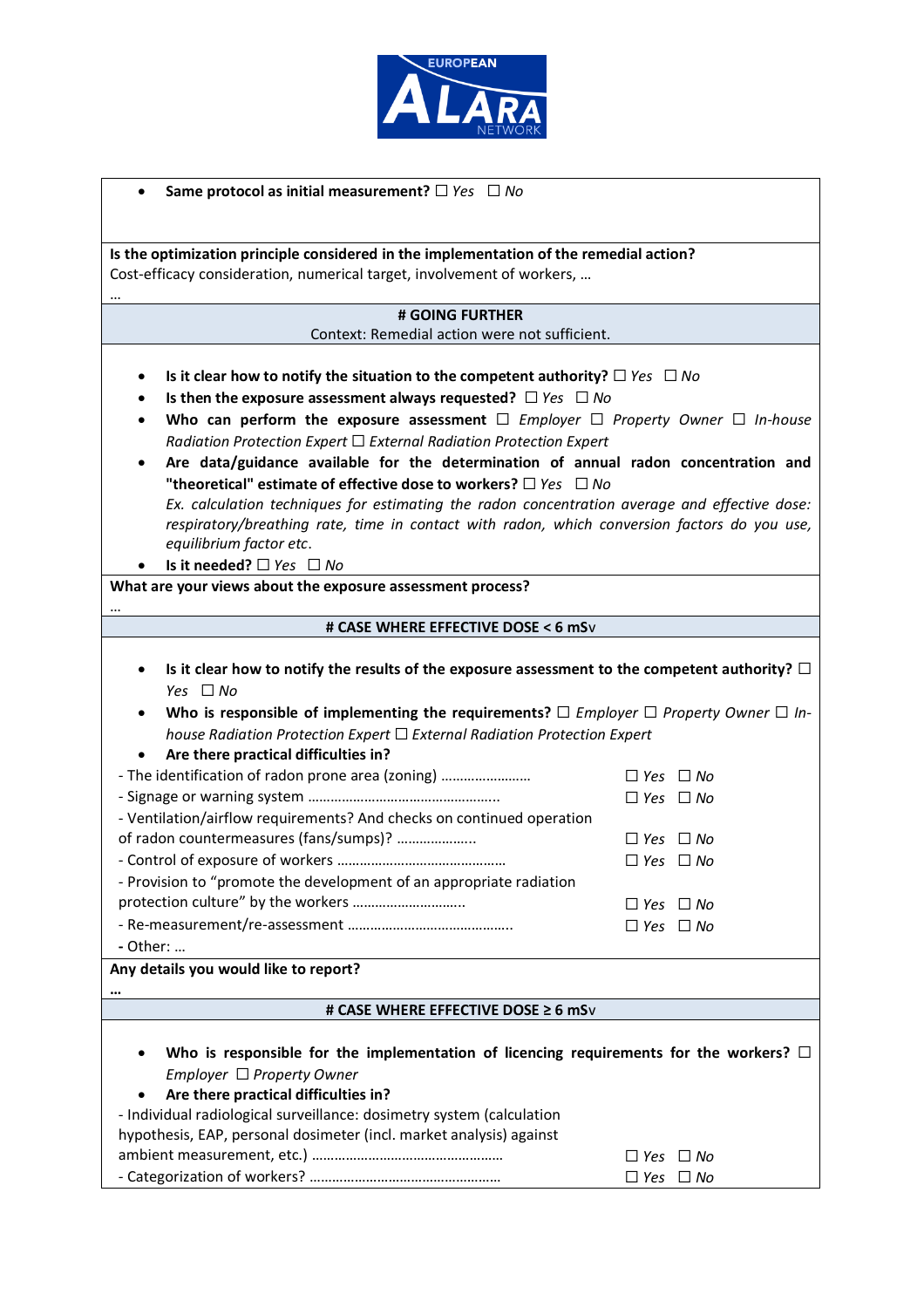- **Same protocol as initial measurement?** ☐ *Yes* ☐ *No*

**Is the optimization principle considered in the implementation of the remedial action?**
Cost-efficacy consideration, numerical target, involvement of workers, …

…

**# GOING FURTHER**
Context: Remedial action were not sufficient.

- **Is it clear how to notify the situation to the competent authority?** ☐ *Yes* ☐ *No*
- **Is then the exposure assessment always requested?** ☐ *Yes* ☐ *No*
- **Who can perform the exposure assessment** ☐ *Employer* ☐ *Property Owner* ☐ *In-house Radiation Protection Expert* ☐ *External Radiation Protection Expert*
- **Are data/guidance available for the determination of annual radon concentration and "theoretical" estimate of effective dose to workers?** ☐ *Yes* ☐ *No*
  *Ex. calculation techniques for estimating the radon concentration average and effective dose: respiratory/breathing rate, time in contact with radon, which conversion factors do you use, equilibrium factor etc.*
- **Is it needed?** ☐ *Yes* ☐ *No*

**What are your views about the exposure assessment process?**

…

**# CASE WHERE EFFECTIVE DOSE < 6 mSv**

- **Is it clear how to notify the results of the exposure assessment to the competent authority?** ☐ *Yes* ☐ *No*
- **Who is responsible of implementing the requirements?** ☐ *Employer* ☐ *Property Owner* ☐ *In-house Radiation Protection Expert* ☐ *External Radiation Protection Expert*
- **Are there practical difficulties in?**

| | |
|---|---|
| - The identification of radon prone area (zoning) …………………… | ☐ *Yes* ☐ *No* |
| - Signage or warning system …………………………………………. | ☐ *Yes* ☐ *No* |
| - Ventilation/airflow requirements? And checks on continued operation of radon countermeasures (fans/sumps)? ……………….. | ☐ *Yes* ☐ *No* |
| - Control of exposure of workers ……………………………………. | ☐ *Yes* ☐ *No* |
| - Provision to "promote the development of an appropriate radiation protection culture" by the workers ……………………….. | ☐ *Yes* ☐ *No* |
| - Re-measurement/re-assessment …………………………………….. | ☐ *Yes* ☐ *No* |
| **-** Other: … | |

**Any details you would like to report?**

**…**

**# CASE WHERE EFFECTIVE DOSE ≥ 6 mSv**

- **Who is responsible for the implementation of licencing requirements for the workers?** ☐ *Employer* ☐ *Property Owner*
- **Are there practical difficulties in?**

| | |
|---|---|
| - Individual radiological surveillance: dosimetry system (calculation hypothesis, EAP, personal dosimeter (incl. market analysis) against ambient measurement, etc.) …………………………………………. | ☐ *Yes* ☐ *No* |
| - Categorization of workers? …………………………………………. | ☐ *Yes* ☐ *No* |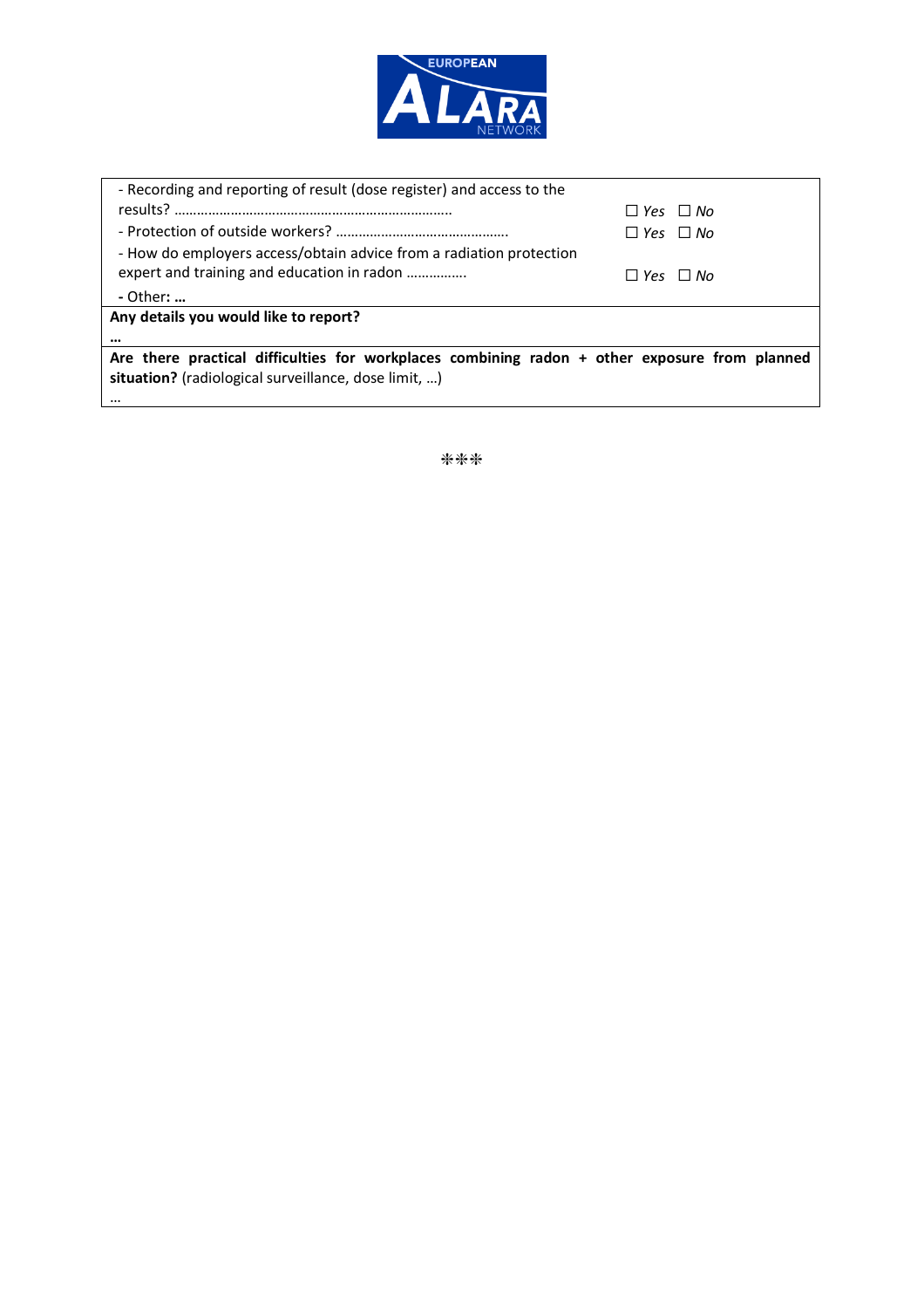| | |
|---|---|
| - Recording and reporting of result (dose register) and access to the results? ………………………………………………………………. | ☐ *Yes* ☐ *No* |
| - Protection of outside workers? ………………………………………. | ☐ *Yes* ☐ *No* |
| - How do employers access/obtain advice from a radiation protection expert and training and education in radon ……………. | ☐ *Yes* ☐ *No* |
| - Other: … | |
| **Any details you would like to report?** | |
| … | |
| **Are there practical difficulties for workplaces combining radon + other exposure from planned situation?** (radiological surveillance, dose limit, …) | |
| … | |

❉❉❉